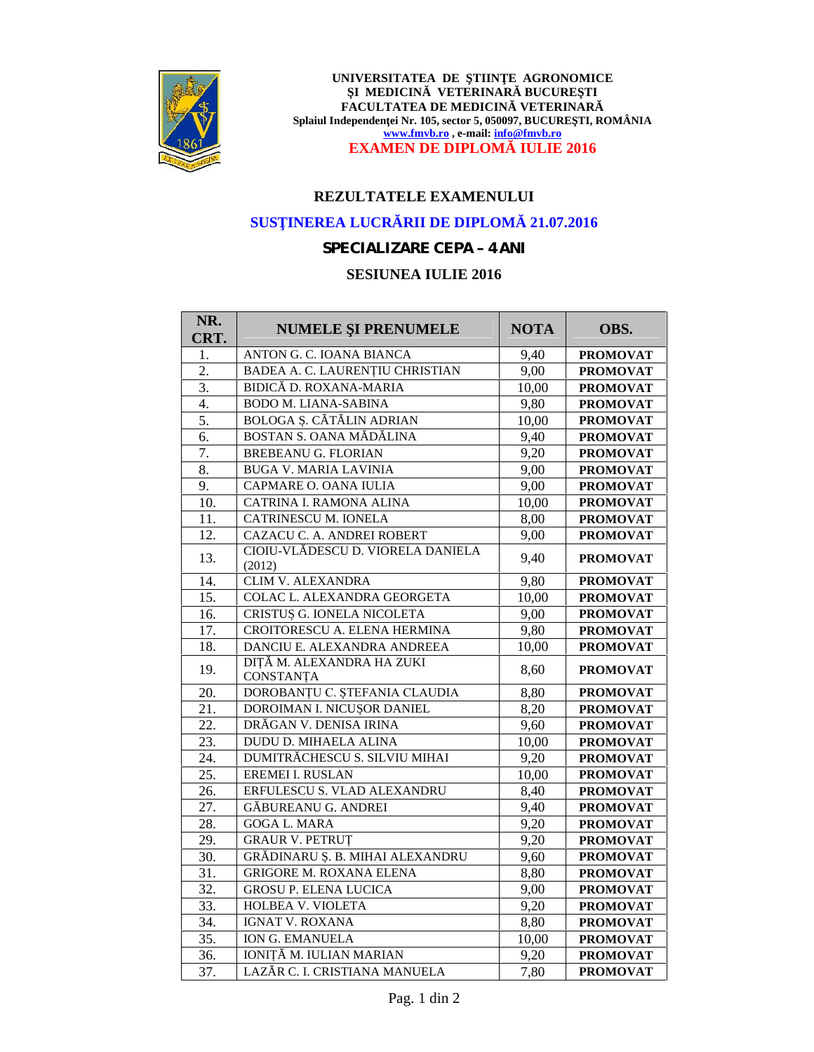**UNIVERSITATEA DE ŞTIINŢE AGRONOMICE**
**ŞI MEDICINĂ VETERINARĂ BUCUREŞTI**
**FACULTATEA DE MEDICINĂ VETERINARĂ**
**Splaiul Independenţei Nr. 105, sector 5, 050097, BUCUREŞTI, ROMÂNIA**
**www.fmvb.ro , e-mail: info@fmvb.ro**

**EXAMEN DE DIPLOMĂ IULIE 2016**

## REZULTATELE EXAMENULUI

## SUSŢINEREA LUCRĂRII DE DIPLOMĂ 21.07.2016

## SPECIALIZARE CEPA – 4 ANI

## SESIUNEA IULIE 2016

| NR. CRT. | NUMELE ŞI PRENUMELE | NOTA | OBS. |
|---|---|---|---|
| 1. | ANTON G. C. IOANA BIANCA | 9,40 | **PROMOVAT** |
| 2. | BADEA A. C. LAURENŢIU CHRISTIAN | 9,00 | **PROMOVAT** |
| 3. | BIDICĂ D. ROXANA-MARIA | 10,00 | **PROMOVAT** |
| 4. | BODO M. LIANA-SABINA | 9,80 | **PROMOVAT** |
| 5. | BOLOGA Ş. CĂTĂLIN ADRIAN | 10,00 | **PROMOVAT** |
| 6. | BOSTAN S. OANA MĂDĂLINA | 9,40 | **PROMOVAT** |
| 7. | BREBEANU G. FLORIAN | 9,20 | **PROMOVAT** |
| 8. | BUGA V. MARIA LAVINIA | 9,00 | **PROMOVAT** |
| 9. | CAPMARE O. OANA IULIA | 9,00 | **PROMOVAT** |
| 10. | CATRINA I. RAMONA ALINA | 10,00 | **PROMOVAT** |
| 11. | CATRINESCU M. IONELA | 8,00 | **PROMOVAT** |
| 12. | CAZACU C. A. ANDREI ROBERT | 9,00 | **PROMOVAT** |
| 13. | CIOIU-VLĂDESCU D. VIORELA DANIELA (2012) | 9,40 | **PROMOVAT** |
| 14. | CLIM V. ALEXANDRA | 9,80 | **PROMOVAT** |
| 15. | COLAC L. ALEXANDRA GEORGETA | 10,00 | **PROMOVAT** |
| 16. | CRISTUŞ G. IONELA NICOLETA | 9,00 | **PROMOVAT** |
| 17. | CROITORESCU A. ELENA HERMINA | 9,80 | **PROMOVAT** |
| 18. | DANCIU E. ALEXANDRA ANDREEA | 10,00 | **PROMOVAT** |
| 19. | DIŢĂ M. ALEXANDRA HA ZUKI CONSTANŢA | 8,60 | **PROMOVAT** |
| 20. | DOROBANŢU C. ŞTEFANIA CLAUDIA | 8,80 | **PROMOVAT** |
| 21. | DOROIMAN I. NICUŞOR DANIEL | 8,20 | **PROMOVAT** |
| 22. | DRĂGAN V. DENISA IRINA | 9,60 | **PROMOVAT** |
| 23. | DUDU D. MIHAELA ALINA | 10,00 | **PROMOVAT** |
| 24. | DUMITRĂCHESCU S. SILVIU MIHAI | 9,20 | **PROMOVAT** |
| 25. | EREMEI I. RUSLAN | 10,00 | **PROMOVAT** |
| 26. | ERFULESCU S. VLAD ALEXANDRU | 8,40 | **PROMOVAT** |
| 27. | GĂBUREANU G. ANDREI | 9,40 | **PROMOVAT** |
| 28. | GOGA L. MARA | 9,20 | **PROMOVAT** |
| 29. | GRAUR V. PETRUŢ | 9,20 | **PROMOVAT** |
| 30. | GRĂDINARU Ş. B. MIHAI ALEXANDRU | 9,60 | **PROMOVAT** |
| 31. | GRIGORE M. ROXANA ELENA | 8,80 | **PROMOVAT** |
| 32. | GROSU P. ELENA LUCICA | 9,00 | **PROMOVAT** |
| 33. | HOLBEA V. VIOLETA | 9,20 | **PROMOVAT** |
| 34. | IGNAT V. ROXANA | 8,80 | **PROMOVAT** |
| 35. | ION G. EMANUELA | 10,00 | **PROMOVAT** |
| 36. | IONIŢĂ M. IULIAN MARIAN | 9,20 | **PROMOVAT** |
| 37. | LAZĂR C. I. CRISTIANA MANUELA | 7,80 | **PROMOVAT** |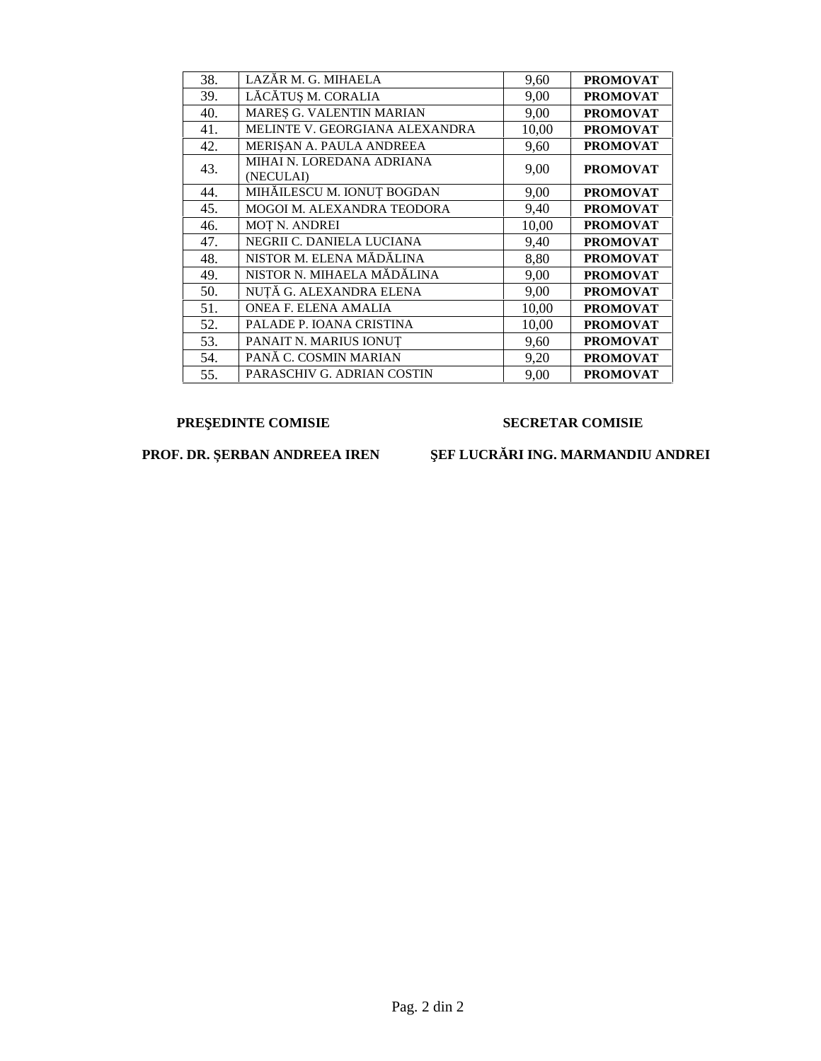| | | | |
|---|---|---|---|
| 38. | LAZĂR M. G. MIHAELA | 9,60 | **PROMOVAT** |
| 39. | LĂCĂTUȘ M. CORALIA | 9,00 | **PROMOVAT** |
| 40. | MAREȘ G. VALENTIN MARIAN | 9,00 | **PROMOVAT** |
| 41. | MELINTE V. GEORGIANA ALEXANDRA | 10,00 | **PROMOVAT** |
| 42. | MERIȘAN A. PAULA ANDREEA | 9,60 | **PROMOVAT** |
| 43. | MIHAI N. LOREDANA ADRIANA (NECULAI) | 9,00 | **PROMOVAT** |
| 44. | MIHĂILESCU M. IONUȚ BOGDAN | 9,00 | **PROMOVAT** |
| 45. | MOGOI M. ALEXANDRA TEODORA | 9,40 | **PROMOVAT** |
| 46. | MOȚ N. ANDREI | 10,00 | **PROMOVAT** |
| 47. | NEGRII C. DANIELA LUCIANA | 9,40 | **PROMOVAT** |
| 48. | NISTOR M. ELENA MĂDĂLINA | 8,80 | **PROMOVAT** |
| 49. | NISTOR N. MIHAELA MĂDĂLINA | 9,00 | **PROMOVAT** |
| 50. | NUȚĂ G. ALEXANDRA ELENA | 9,00 | **PROMOVAT** |
| 51. | ONEA F. ELENA AMALIA | 10,00 | **PROMOVAT** |
| 52. | PALADE P. IOANA CRISTINA | 10,00 | **PROMOVAT** |
| 53. | PANAIT N. MARIUS IONUȚ | 9,60 | **PROMOVAT** |
| 54. | PANĂ C. COSMIN MARIAN | 9,20 | **PROMOVAT** |
| 55. | PARASCHIV G. ADRIAN COSTIN | 9,00 | **PROMOVAT** |

**PREŞEDINTE COMISIE**

**PROF. DR. ȘERBAN ANDREEA IREN**

**SECRETAR COMISIE**

**ŞEF LUCRĂRI ING. MARMANDIU ANDREI**